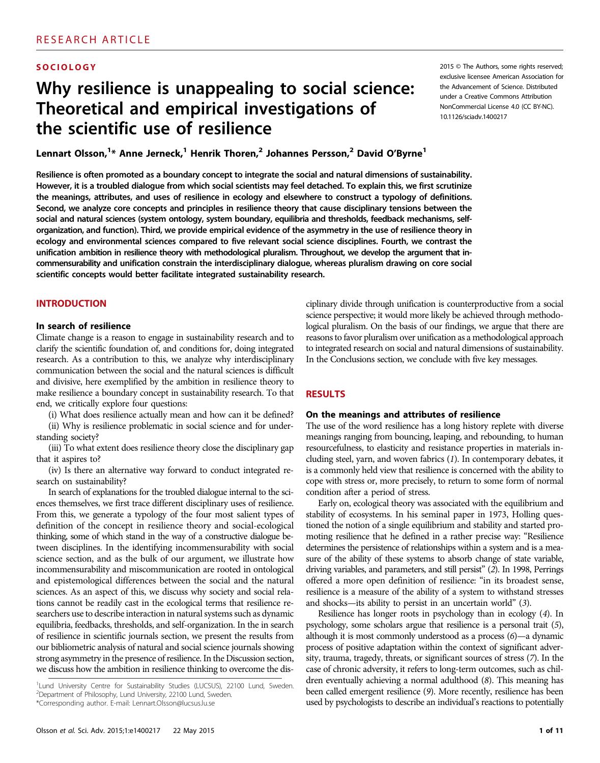RESEARCH ARTICLE

SOCIOLOGY

# Why resilience is unappealing to social science: Theoretical and empirical investigations of the scientific use of resilience

2015 © The Authors, some rights reserved; exclusive licensee American Association for the Advancement of Science. Distributed under a Creative Commons Attribution NonCommercial License 4.0 (CC BY-NC). 10.1126/sciadv.1400217

**Lennart Olsson,[1]* Anne Jerneck,[1] Henrik Thoren,[2] Johannes Persson,[2] David O'Byrne[1]**

**Resilience is often promoted as a boundary concept to integrate the social and natural dimensions of sustainability. However, it is a troubled dialogue from which social scientists may feel detached. To explain this, we first scrutinize the meanings, attributes, and uses of resilience in ecology and elsewhere to construct a typology of definitions. Second, we analyze core concepts and principles in resilience theory that cause disciplinary tensions between the social and natural sciences (system ontology, system boundary, equilibria and thresholds, feedback mechanisms, self-organization, and function). Third, we provide empirical evidence of the asymmetry in the use of resilience theory in ecology and environmental sciences compared to five relevant social science disciplines. Fourth, we contrast the unification ambition in resilience theory with methodological pluralism. Throughout, we develop the argument that incommensurability and unification constrain the interdisciplinary dialogue, whereas pluralism drawing on core social scientific concepts would better facilitate integrated sustainability research.**

## INTRODUCTION

### In search of resilience

Climate change is a reason to engage in sustainability research and to clarify the scientific foundation of, and conditions for, doing integrated research. As a contribution to this, we analyze why interdisciplinary communication between the social and the natural sciences is difficult and divisive, here exemplified by the ambition in resilience theory to make resilience a boundary concept in sustainability research. To that end, we critically explore four questions:

(i) What does resilience actually mean and how can it be defined?

(ii) Why is resilience problematic in social science and for understanding society?

(iii) To what extent does resilience theory close the disciplinary gap that it aspires to?

(iv) Is there an alternative way forward to conduct integrated research on sustainability?

In search of explanations for the troubled dialogue internal to the sciences themselves, we first trace different disciplinary uses of resilience. From this, we generate a typology of the four most salient types of definition of the concept in resilience theory and social-ecological thinking, some of which stand in the way of a constructive dialogue between disciplines. In the identifying incommensurability with social science section, and as the bulk of our argument, we illustrate how incommensurability and miscommunication are rooted in ontological and epistemological differences between the social and the natural sciences. As an aspect of this, we discuss why society and social relations cannot be readily cast in the ecological terms that resilience researchers use to describe interaction in natural systems such as dynamic equilibria, feedbacks, thresholds, and self-organization. In the in search of resilience in scientific journals section, we present the results from our bibliometric analysis of natural and social science journals showing strong asymmetry in the presence of resilience. In the Discussion section, we discuss how the ambition in resilience thinking to overcome the disciplinary divide through unification is counterproductive from a social science perspective; it would more likely be achieved through methodological pluralism. On the basis of our findings, we argue that there are reasons to favor pluralism over unification as a methodological approach to integrated research on social and natural dimensions of sustainability. In the Conclusions section, we conclude with five key messages.

## RESULTS

### On the meanings and attributes of resilience

The use of the word resilience has a long history replete with diverse meanings ranging from bouncing, leaping, and rebounding, to human resourcefulness, to elasticity and resistance properties in materials including steel, yarn, and woven fabrics (*1*). In contemporary debates, it is a commonly held view that resilience is concerned with the ability to cope with stress or, more precisely, to return to some form of normal condition after a period of stress.

Early on, ecological theory was associated with the equilibrium and stability of ecosystems. In his seminal paper in 1973, Holling questioned the notion of a single equilibrium and stability and started promoting resilience that he defined in a rather precise way: "Resilience determines the persistence of relationships within a system and is a measure of the ability of these systems to absorb change of state variable, driving variables, and parameters, and still persist" (*2*). In 1998, Perrings offered a more open definition of resilience: "in its broadest sense, resilience is a measure of the ability of a system to withstand stresses and shocks—its ability to persist in an uncertain world" (*3*).

Resilience has longer roots in psychology than in ecology (*4*). In psychology, some scholars argue that resilience is a personal trait (*5*), although it is most commonly understood as a process (*6*)—a dynamic process of positive adaptation within the context of significant adversity, trauma, tragedy, threats, or significant sources of stress (*7*). In the case of chronic adversity, it refers to long-term outcomes, such as children eventually achieving a normal adulthood (*8*). This meaning has been called emergent resilience (*9*). More recently, resilience has been used by psychologists to describe an individual's reactions to potentially

[1]Lund University Centre for Sustainability Studies (LUCSUS), 22100 Lund, Sweden.
[2]Department of Philosophy, Lund University, 22100 Lund, Sweden.
*Corresponding author. E-mail: Lennart.Olsson@lucsus.lu.se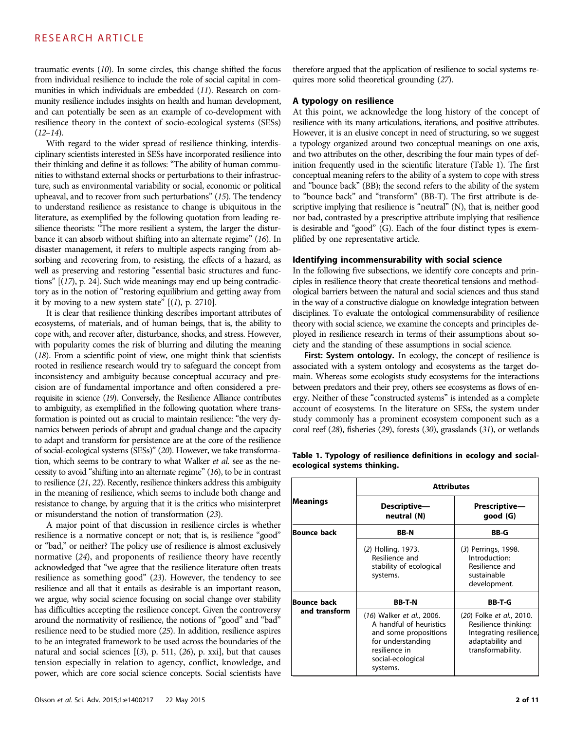traumatic events (*10*). In some circles, this change shifted the focus from individual resilience to include the role of social capital in communities in which individuals are embedded (*11*). Research on community resilience includes insights on health and human development, and can potentially be seen as an example of co-development with resilience theory in the context of socio-ecological systems (SESs) (*12*–*14*).

With regard to the wider spread of resilience thinking, interdisciplinary scientists interested in SESs have incorporated resilience into their thinking and define it as follows: "The ability of human communities to withstand external shocks or perturbations to their infrastructure, such as environmental variability or social, economic or political upheaval, and to recover from such perturbations" (*15*). The tendency to understand resilience as resistance to change is ubiquitous in the literature, as exemplified by the following quotation from leading resilience theorists: "The more resilient a system, the larger the disturbance it can absorb without shifting into an alternate regime" (*16*). In disaster management, it refers to multiple aspects ranging from absorbing and recovering from, to resisting, the effects of a hazard, as well as preserving and restoring "essential basic structures and functions" [(*17*), p. 24]. Such wide meanings may end up being contradictory as in the notion of "restoring equilibrium and getting away from it by moving to a new system state" [(*1*), p. 2710].

It is clear that resilience thinking describes important attributes of ecosystems, of materials, and of human beings, that is, the ability to cope with, and recover after, disturbance, shocks, and stress. However, with popularity comes the risk of blurring and diluting the meaning (*18*). From a scientific point of view, one might think that scientists rooted in resilience research would try to safeguard the concept from inconsistency and ambiguity because conceptual accuracy and precision are of fundamental importance and often considered a prerequisite in science (*19*). Conversely, the Resilience Alliance contributes to ambiguity, as exemplified in the following quotation where transformation is pointed out as crucial to maintain resilience: "the very dynamics between periods of abrupt and gradual change and the capacity to adapt and transform for persistence are at the core of the resilience of social-ecological systems (SESs)" (*20*). However, we take transformation, which seems to be contrary to what Walker *et al.* see as the necessity to avoid "shifting into an alternate regime" (*16*), to be in contrast to resilience (*21*, *22*). Recently, resilience thinkers address this ambiguity in the meaning of resilience, which seems to include both change and resistance to change, by arguing that it is the critics who misinterpret or misunderstand the notion of transformation (*23*).

A major point of that discussion in resilience circles is whether resilience is a normative concept or not; that is, is resilience "good" or "bad," or neither? The policy use of resilience is almost exclusively normative (*24*), and proponents of resilience theory have recently acknowledged that "we agree that the resilience literature often treats resilience as something good" (*23*). However, the tendency to see resilience and all that it entails as desirable is an important reason, we argue, why social science focusing on social change over stability has difficulties accepting the resilience concept. Given the controversy around the normativity of resilience, the notions of "good" and "bad" resilience need to be studied more (*25*). In addition, resilience aspires to be an integrated framework to be used across the boundaries of the natural and social sciences [(*3*), p. 511, (*26*), p. xxi], but that causes tension especially in relation to agency, conflict, knowledge, and power, which are core social science concepts. Social scientists have therefore argued that the application of resilience to social systems requires more solid theoretical grounding (*27*).

### A typology on resilience

At this point, we acknowledge the long history of the concept of resilience with its many articulations, iterations, and positive attributes. However, it is an elusive concept in need of structuring, so we suggest a typology organized around two conceptual meanings on one axis, and two attributes on the other, describing the four main types of definition frequently used in the scientific literature (Table 1). The first conceptual meaning refers to the ability of a system to cope with stress and "bounce back" (BB); the second refers to the ability of the system to "bounce back" and "transform" (BB-T). The first attribute is descriptive implying that resilience is "neutral" (N), that is, neither good nor bad, contrasted by a prescriptive attribute implying that resilience is desirable and "good" (G). Each of the four distinct types is exemplified by one representative article.

### Identifying incommensurability with social science

In the following five subsections, we identify core concepts and principles in resilience theory that create theoretical tensions and methodological barriers between the natural and social sciences and thus stand in the way of a constructive dialogue on knowledge integration between disciplines. To evaluate the ontological commensurability of resilience theory with social science, we examine the concepts and principles deployed in resilience research in terms of their assumptions about society and the standing of these assumptions in social science.

**First: System ontology.** In ecology, the concept of resilience is associated with a system ontology and ecosystems as the target domain. Whereas some ecologists study ecosystems for the interactions between predators and their prey, others see ecosystems as flows of energy. Neither of these "constructed systems" is intended as a complete account of ecosystems. In the literature on SESs, the system under study commonly has a prominent ecosystem component such as a coral reef (*28*), fisheries (*29*), forests (*30*), grasslands (*31*), or wetlands

**Table 1. Typology of resilience definitions in ecology and social-ecological systems thinking.**

| Meanings | Attributes | |
|---|---|---|
| | **Descriptive—neutral (N)** | **Prescriptive—good (G)** |
| **Bounce back** | **BB-N** | **BB-G** |
| | (*2*) Holling, 1973. Resilience and stability of ecological systems. | (*3*) Perrings, 1998. Introduction: Resilience and sustainable development. |
| **Bounce back and transform** | **BB-T-N** | **BB-T-G** |
| | (*16*) Walker *et al.*, 2006. A handful of heuristics and some propositions for understanding resilience in social-ecological systems. | (*20*) Folke *et al.*, 2010. Resilience thinking: Integrating resilience, adaptability and transformability. |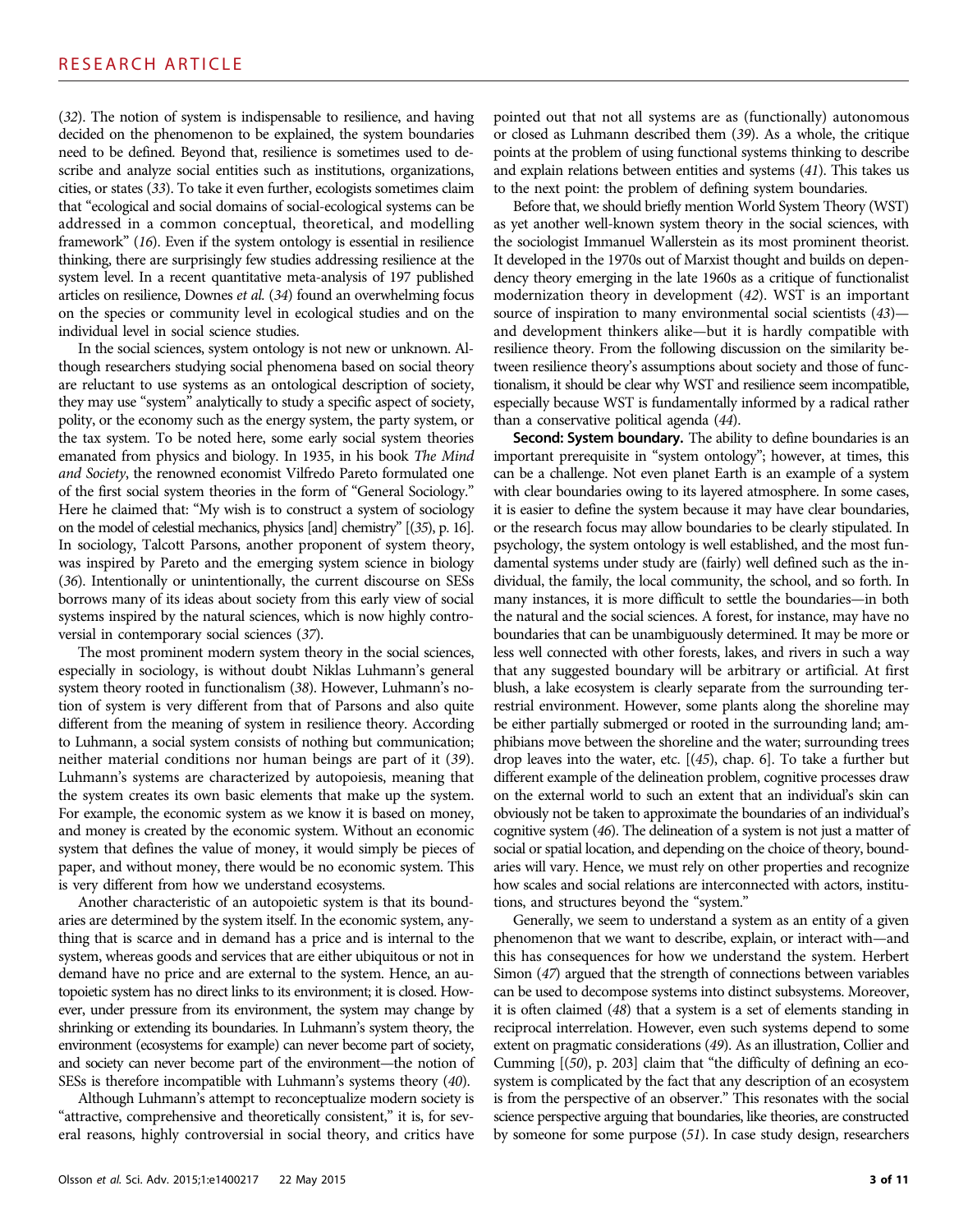(32). The notion of system is indispensable to resilience, and having decided on the phenomenon to be explained, the system boundaries need to be defined. Beyond that, resilience is sometimes used to describe and analyze social entities such as institutions, organizations, cities, or states (33). To take it even further, ecologists sometimes claim that "ecological and social domains of social-ecological systems can be addressed in a common conceptual, theoretical, and modelling framework" (16). Even if the system ontology is essential in resilience thinking, there are surprisingly few studies addressing resilience at the system level. In a recent quantitative meta-analysis of 197 published articles on resilience, Downes *et al.* (34) found an overwhelming focus on the species or community level in ecological studies and on the individual level in social science studies.

In the social sciences, system ontology is not new or unknown. Although researchers studying social phenomena based on social theory are reluctant to use systems as an ontological description of society, they may use "system" analytically to study a specific aspect of society, polity, or the economy such as the energy system, the party system, or the tax system. To be noted here, some early social system theories emanated from physics and biology. In 1935, in his book *The Mind and Society*, the renowned economist Vilfredo Pareto formulated one of the first social system theories in the form of "General Sociology." Here he claimed that: "My wish is to construct a system of sociology on the model of celestial mechanics, physics [and] chemistry" [(35), p. 16]. In sociology, Talcott Parsons, another proponent of system theory, was inspired by Pareto and the emerging system science in biology (36). Intentionally or unintentionally, the current discourse on SESs borrows many of its ideas about society from this early view of social systems inspired by the natural sciences, which is now highly controversial in contemporary social sciences (37).

The most prominent modern system theory in the social sciences, especially in sociology, is without doubt Niklas Luhmann's general system theory rooted in functionalism (38). However, Luhmann's notion of system is very different from that of Parsons and also quite different from the meaning of system in resilience theory. According to Luhmann, a social system consists of nothing but communication; neither material conditions nor human beings are part of it (39). Luhmann's systems are characterized by autopoiesis, meaning that the system creates its own basic elements that make up the system. For example, the economic system as we know it is based on money, and money is created by the economic system. Without an economic system that defines the value of money, it would simply be pieces of paper, and without money, there would be no economic system. This is very different from how we understand ecosystems.

Another characteristic of an autopoietic system is that its boundaries are determined by the system itself. In the economic system, anything that is scarce and in demand has a price and is internal to the system, whereas goods and services that are either ubiquitous or not in demand have no price and are external to the system. Hence, an autopoietic system has no direct links to its environment; it is closed. However, under pressure from its environment, the system may change by shrinking or extending its boundaries. In Luhmann's system theory, the environment (ecosystems for example) can never become part of society, and society can never become part of the environment—the notion of SESs is therefore incompatible with Luhmann's systems theory (40).

Although Luhmann's attempt to reconceptualize modern society is "attractive, comprehensive and theoretically consistent," it is, for several reasons, highly controversial in social theory, and critics have pointed out that not all systems are as (functionally) autonomous or closed as Luhmann described them (39). As a whole, the critique points at the problem of using functional systems thinking to describe and explain relations between entities and systems (41). This takes us to the next point: the problem of defining system boundaries.

Before that, we should briefly mention World System Theory (WST) as yet another well-known system theory in the social sciences, with the sociologist Immanuel Wallerstein as its most prominent theorist. It developed in the 1970s out of Marxist thought and builds on dependency theory emerging in the late 1960s as a critique of functionalist modernization theory in development (42). WST is an important source of inspiration to many environmental social scientists (43)—and development thinkers alike—but it is hardly compatible with resilience theory. From the following discussion on the similarity between resilience theory's assumptions about society and those of functionalism, it should be clear why WST and resilience seem incompatible, especially because WST is fundamentally informed by a radical rather than a conservative political agenda (44).

**Second: System boundary.** The ability to define boundaries is an important prerequisite in "system ontology"; however, at times, this can be a challenge. Not even planet Earth is an example of a system with clear boundaries owing to its layered atmosphere. In some cases, it is easier to define the system because it may have clear boundaries, or the research focus may allow boundaries to be clearly stipulated. In psychology, the system ontology is well established, and the most fundamental systems under study are (fairly) well defined such as the individual, the family, the local community, the school, and so forth. In many instances, it is more difficult to settle the boundaries—in both the natural and the social sciences. A forest, for instance, may have no boundaries that can be unambiguously determined. It may be more or less well connected with other forests, lakes, and rivers in such a way that any suggested boundary will be arbitrary or artificial. At first blush, a lake ecosystem is clearly separate from the surrounding terrestrial environment. However, some plants along the shoreline may be either partially submerged or rooted in the surrounding land; amphibians move between the shoreline and the water; surrounding trees drop leaves into the water, etc. [(45), chap. 6]. To take a further but different example of the delineation problem, cognitive processes draw on the external world to such an extent that an individual's skin can obviously not be taken to approximate the boundaries of an individual's cognitive system (46). The delineation of a system is not just a matter of social or spatial location, and depending on the choice of theory, boundaries will vary. Hence, we must rely on other properties and recognize how scales and social relations are interconnected with actors, institutions, and structures beyond the "system."

Generally, we seem to understand a system as an entity of a given phenomenon that we want to describe, explain, or interact with—and this has consequences for how we understand the system. Herbert Simon (47) argued that the strength of connections between variables can be used to decompose systems into distinct subsystems. Moreover, it is often claimed (48) that a system is a set of elements standing in reciprocal interrelation. However, even such systems depend to some extent on pragmatic considerations (49). As an illustration, Collier and Cumming [(50), p. 203] claim that "the difficulty of defining an ecosystem is complicated by the fact that any description of an ecosystem is from the perspective of an observer." This resonates with the social science perspective arguing that boundaries, like theories, are constructed by someone for some purpose (51). In case study design, researchers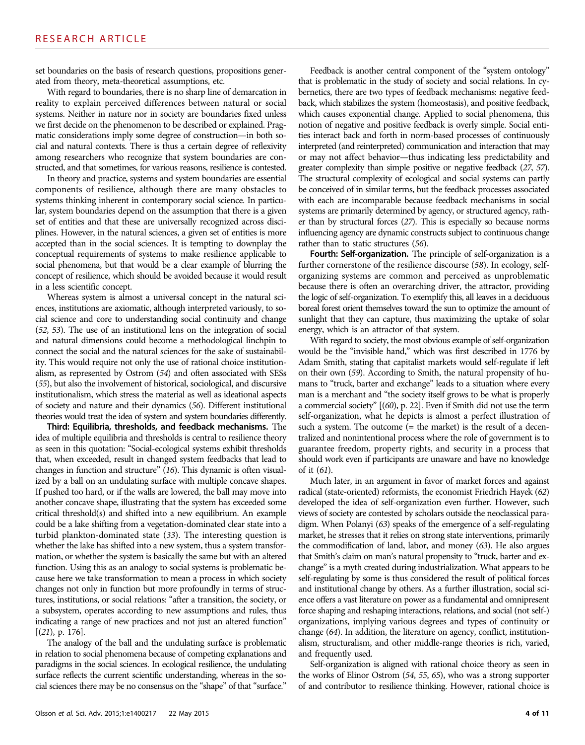set boundaries on the basis of research questions, propositions generated from theory, meta-theoretical assumptions, etc.

With regard to boundaries, there is no sharp line of demarcation in reality to explain perceived differences between natural or social systems. Neither in nature nor in society are boundaries fixed unless we first decide on the phenomenon to be described or explained. Pragmatic considerations imply some degree of construction—in both social and natural contexts. There is thus a certain degree of reflexivity among researchers who recognize that system boundaries are constructed, and that sometimes, for various reasons, resilience is contested.

In theory and practice, systems and system boundaries are essential components of resilience, although there are many obstacles to systems thinking inherent in contemporary social science. In particular, system boundaries depend on the assumption that there is a given set of entities and that these are universally recognized across disciplines. However, in the natural sciences, a given set of entities is more accepted than in the social sciences. It is tempting to downplay the conceptual requirements of systems to make resilience applicable to social phenomena, but that would be a clear example of blurring the concept of resilience, which should be avoided because it would result in a less scientific concept.

Whereas system is almost a universal concept in the natural sciences, institutions are axiomatic, although interpreted variously, to social science and core to understanding social continuity and change (*52*, *53*). The use of an institutional lens on the integration of social and natural dimensions could become a methodological linchpin to connect the social and the natural sciences for the sake of sustainability. This would require not only the use of rational choice institutionalism, as represented by Ostrom (*54*) and often associated with SESs (*55*), but also the involvement of historical, sociological, and discursive institutionalism, which stress the material as well as ideational aspects of society and nature and their dynamics (*56*). Different institutional theories would treat the idea of system and system boundaries differently.

**Third: Equilibria, thresholds, and feedback mechanisms.** The idea of multiple equilibria and thresholds is central to resilience theory as seen in this quotation: "Social-ecological systems exhibit thresholds that, when exceeded, result in changed system feedbacks that lead to changes in function and structure" (*16*). This dynamic is often visualized by a ball on an undulating surface with multiple concave shapes. If pushed too hard, or if the walls are lowered, the ball may move into another concave shape, illustrating that the system has exceeded some critical threshold(s) and shifted into a new equilibrium. An example could be a lake shifting from a vegetation-dominated clear state into a turbid plankton-dominated state (*33*). The interesting question is whether the lake has shifted into a new system, thus a system transformation, or whether the system is basically the same but with an altered function. Using this as an analogy to social systems is problematic because here we take transformation to mean a process in which society changes not only in function but more profoundly in terms of structures, institutions, or social relations: "after a transition, the society, or a subsystem, operates according to new assumptions and rules, thus indicating a range of new practices and not just an altered function" [(*21*), p. 176].

The analogy of the ball and the undulating surface is problematic in relation to social phenomena because of competing explanations and paradigms in the social sciences. In ecological resilience, the undulating surface reflects the current scientific understanding, whereas in the social sciences there may be no consensus on the "shape" of that "surface."

Feedback is another central component of the "system ontology" that is problematic in the study of society and social relations. In cybernetics, there are two types of feedback mechanisms: negative feedback, which stabilizes the system (homeostasis), and positive feedback, which causes exponential change. Applied to social phenomena, this notion of negative and positive feedback is overly simple. Social entities interact back and forth in norm-based processes of continuously interpreted (and reinterpreted) communication and interaction that may or may not affect behavior—thus indicating less predictability and greater complexity than simple positive or negative feedback (*27*, *57*). The structural complexity of ecological and social systems can partly be conceived of in similar terms, but the feedback processes associated with each are incomparable because feedback mechanisms in social systems are primarily determined by agency, or structured agency, rather than by structural forces (*27*). This is especially so because norms influencing agency are dynamic constructs subject to continuous change rather than to static structures (*56*).

**Fourth: Self-organization.** The principle of self-organization is a further cornerstone of the resilience discourse (*58*). In ecology, self-organizing systems are common and perceived as unproblematic because there is often an overarching driver, the attractor, providing the logic of self-organization. To exemplify this, all leaves in a deciduous boreal forest orient themselves toward the sun to optimize the amount of sunlight that they can capture, thus maximizing the uptake of solar energy, which is an attractor of that system.

With regard to society, the most obvious example of self-organization would be the "invisible hand," which was first described in 1776 by Adam Smith, stating that capitalist markets would self-regulate if left on their own (*59*). According to Smith, the natural propensity of humans to "truck, barter and exchange" leads to a situation where every man is a merchant and "the society itself grows to be what is properly a commercial society" [(*60*), p. 22]. Even if Smith did not use the term self-organization, what he depicts is almost a perfect illustration of such a system. The outcome (= the market) is the result of a decentralized and nonintentional process where the role of government is to guarantee freedom, property rights, and security in a process that should work even if participants are unaware and have no knowledge of it (*61*).

Much later, in an argument in favor of market forces and against radical (state-oriented) reformists, the economist Friedrich Hayek (*62*) developed the idea of self-organization even further. However, such views of society are contested by scholars outside the neoclassical paradigm. When Polanyi (*63*) speaks of the emergence of a self-regulating market, he stresses that it relies on strong state interventions, primarily the commodification of land, labor, and money (*63*). He also argues that Smith's claim on man's natural propensity to "truck, barter and exchange" is a myth created during industrialization. What appears to be self-regulating by some is thus considered the result of political forces and institutional change by others. As a further illustration, social science offers a vast literature on power as a fundamental and omnipresent force shaping and reshaping interactions, relations, and social (not self-) organizations, implying various degrees and types of continuity or change (*64*). In addition, the literature on agency, conflict, institutionalism, structuralism, and other middle-range theories is rich, varied, and frequently used.

Self-organization is aligned with rational choice theory as seen in the works of Elinor Ostrom (*54*, *55*, *65*), who was a strong supporter of and contributor to resilience thinking. However, rational choice is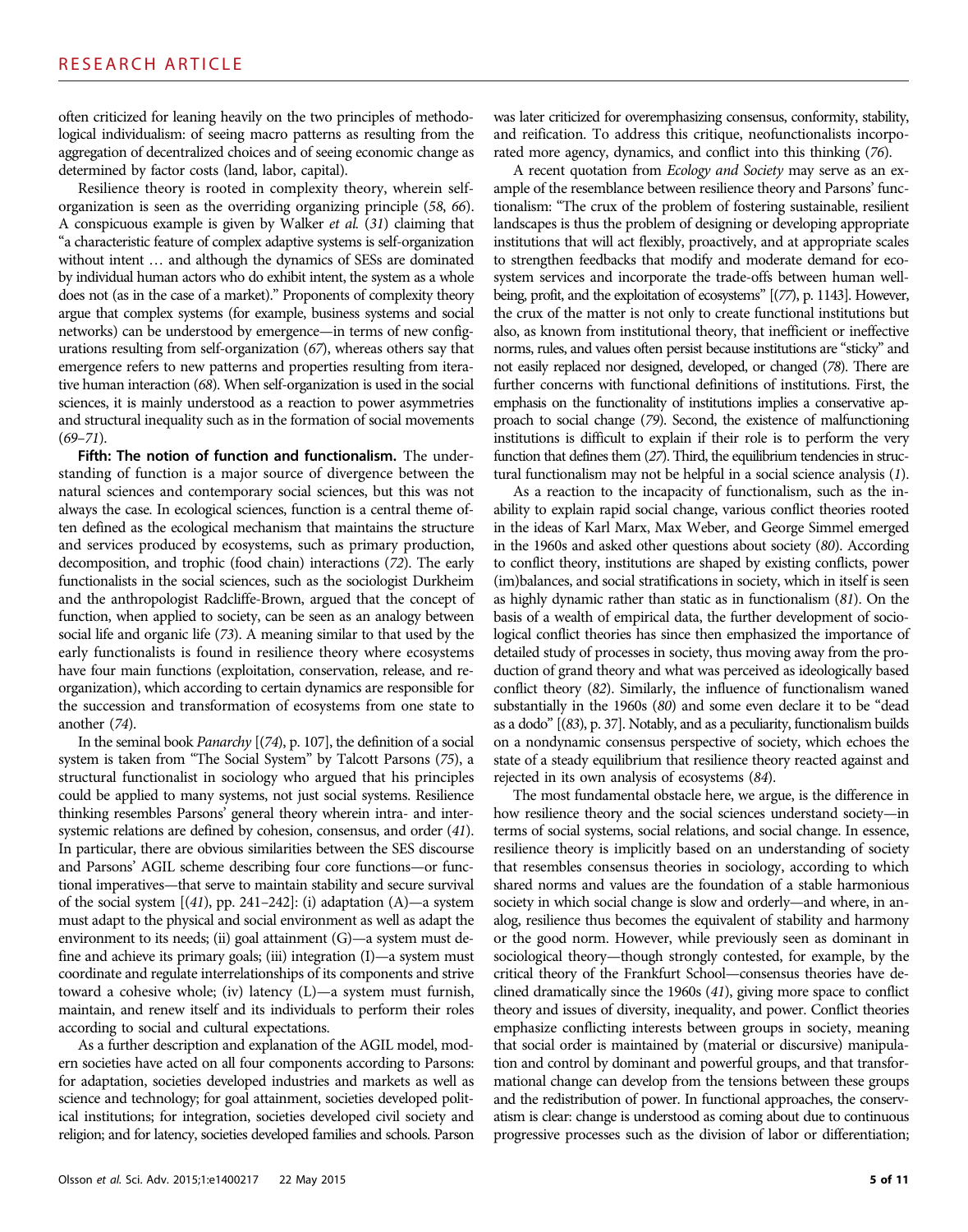often criticized for leaning heavily on the two principles of methodological individualism: of seeing macro patterns as resulting from the aggregation of decentralized choices and of seeing economic change as determined by factor costs (land, labor, capital).

Resilience theory is rooted in complexity theory, wherein self-organization is seen as the overriding organizing principle (*58*, *66*). A conspicuous example is given by Walker *et al.* (*31*) claiming that "a characteristic feature of complex adaptive systems is self-organization without intent … and although the dynamics of SESs are dominated by individual human actors who do exhibit intent, the system as a whole does not (as in the case of a market)." Proponents of complexity theory argue that complex systems (for example, business systems and social networks) can be understood by emergence—in terms of new configurations resulting from self-organization (*67*), whereas others say that emergence refers to new patterns and properties resulting from iterative human interaction (*68*). When self-organization is used in the social sciences, it is mainly understood as a reaction to power asymmetries and structural inequality such as in the formation of social movements (*69*–*71*).

**Fifth: The notion of function and functionalism.** The understanding of function is a major source of divergence between the natural sciences and contemporary social sciences, but this was not always the case. In ecological sciences, function is a central theme often defined as the ecological mechanism that maintains the structure and services produced by ecosystems, such as primary production, decomposition, and trophic (food chain) interactions (*72*). The early functionalists in the social sciences, such as the sociologist Durkheim and the anthropologist Radcliffe-Brown, argued that the concept of function, when applied to society, can be seen as an analogy between social life and organic life (*73*). A meaning similar to that used by the early functionalists is found in resilience theory where ecosystems have four main functions (exploitation, conservation, release, and reorganization), which according to certain dynamics are responsible for the succession and transformation of ecosystems from one state to another (*74*).

In the seminal book *Panarchy* [(*74*), p. 107], the definition of a social system is taken from "The Social System" by Talcott Parsons (*75*), a structural functionalist in sociology who argued that his principles could be applied to many systems, not just social systems. Resilience thinking resembles Parsons' general theory wherein intra- and intersystemic relations are defined by cohesion, consensus, and order (*41*). In particular, there are obvious similarities between the SES discourse and Parsons' AGIL scheme describing four core functions—or functional imperatives—that serve to maintain stability and secure survival of the social system [(*41*), pp. 241–242]: (i) adaptation (A)—a system must adapt to the physical and social environment as well as adapt the environment to its needs; (ii) goal attainment (G)—a system must define and achieve its primary goals; (iii) integration (I)—a system must coordinate and regulate interrelationships of its components and strive toward a cohesive whole; (iv) latency (L)—a system must furnish, maintain, and renew itself and its individuals to perform their roles according to social and cultural expectations.

As a further description and explanation of the AGIL model, modern societies have acted on all four components according to Parsons: for adaptation, societies developed industries and markets as well as science and technology; for goal attainment, societies developed political institutions; for integration, societies developed civil society and religion; and for latency, societies developed families and schools. Parson was later criticized for overemphasizing consensus, conformity, stability, and reification. To address this critique, neofunctionalists incorporated more agency, dynamics, and conflict into this thinking (*76*).

A recent quotation from *Ecology and Society* may serve as an example of the resemblance between resilience theory and Parsons' functionalism: "The crux of the problem of fostering sustainable, resilient landscapes is thus the problem of designing or developing appropriate institutions that will act flexibly, proactively, and at appropriate scales to strengthen feedbacks that modify and moderate demand for ecosystem services and incorporate the trade-offs between human well-being, profit, and the exploitation of ecosystems" [(*77*), p. 1143]. However, the crux of the matter is not only to create functional institutions but also, as known from institutional theory, that inefficient or ineffective norms, rules, and values often persist because institutions are "sticky" and not easily replaced nor designed, developed, or changed (*78*). There are further concerns with functional definitions of institutions. First, the emphasis on the functionality of institutions implies a conservative approach to social change (*79*). Second, the existence of malfunctioning institutions is difficult to explain if their role is to perform the very function that defines them (*27*). Third, the equilibrium tendencies in structural functionalism may not be helpful in a social science analysis (*1*).

As a reaction to the incapacity of functionalism, such as the inability to explain rapid social change, various conflict theories rooted in the ideas of Karl Marx, Max Weber, and George Simmel emerged in the 1960s and asked other questions about society (*80*). According to conflict theory, institutions are shaped by existing conflicts, power (im)balances, and social stratifications in society, which in itself is seen as highly dynamic rather than static as in functionalism (*81*). On the basis of a wealth of empirical data, the further development of sociological conflict theories has since then emphasized the importance of detailed study of processes in society, thus moving away from the production of grand theory and what was perceived as ideologically based conflict theory (*82*). Similarly, the influence of functionalism waned substantially in the 1960s (*80*) and some even declare it to be "dead as a dodo" [(*83*), p. 37]. Notably, and as a peculiarity, functionalism builds on a nondynamic consensus perspective of society, which echoes the state of a steady equilibrium that resilience theory reacted against and rejected in its own analysis of ecosystems (*84*).

The most fundamental obstacle here, we argue, is the difference in how resilience theory and the social sciences understand society—in terms of social systems, social relations, and social change. In essence, resilience theory is implicitly based on an understanding of society that resembles consensus theories in sociology, according to which shared norms and values are the foundation of a stable harmonious society in which social change is slow and orderly—and where, in analog, resilience thus becomes the equivalent of stability and harmony or the good norm. However, while previously seen as dominant in sociological theory—though strongly contested, for example, by the critical theory of the Frankfurt School—consensus theories have declined dramatically since the 1960s (*41*), giving more space to conflict theory and issues of diversity, inequality, and power. Conflict theories emphasize conflicting interests between groups in society, meaning that social order is maintained by (material or discursive) manipulation and control by dominant and powerful groups, and that transformational change can develop from the tensions between these groups and the redistribution of power. In functional approaches, the conservatism is clear: change is understood as coming about due to continuous progressive processes such as the division of labor or differentiation;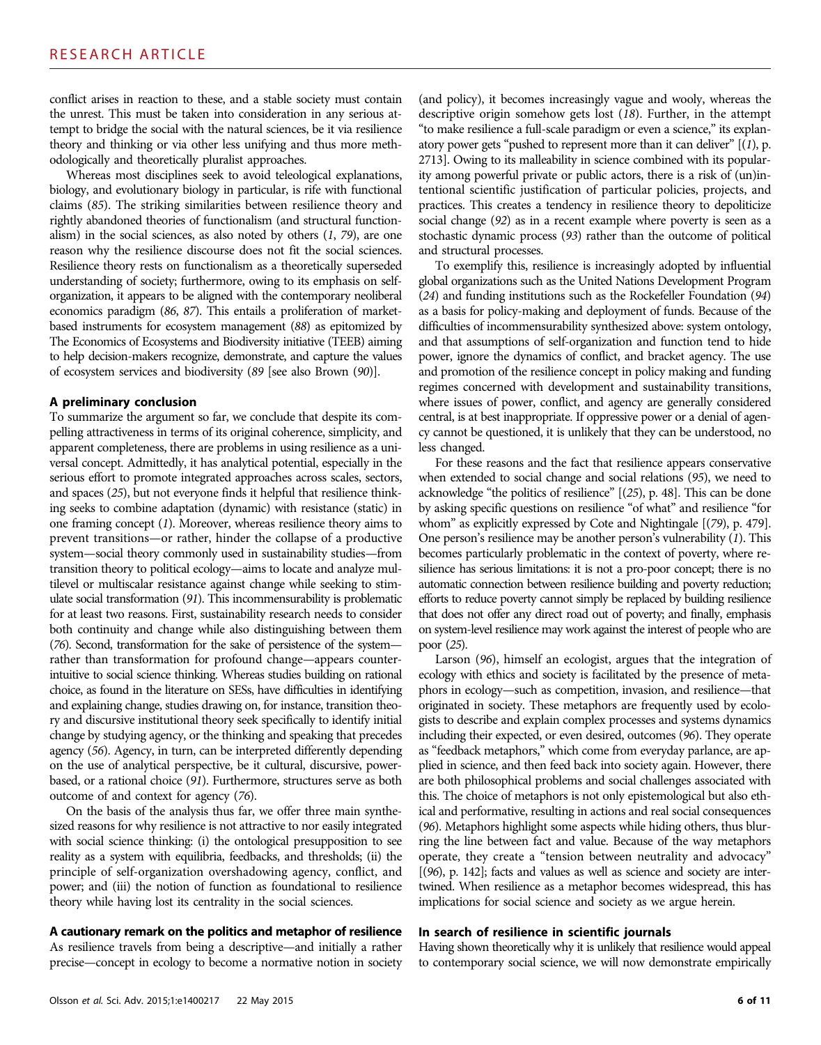conflict arises in reaction to these, and a stable society must contain the unrest. This must be taken into consideration in any serious attempt to bridge the social with the natural sciences, be it via resilience theory and thinking or via other less unifying and thus more methodologically and theoretically pluralist approaches.

Whereas most disciplines seek to avoid teleological explanations, biology, and evolutionary biology in particular, is rife with functional claims (*85*). The striking similarities between resilience theory and rightly abandoned theories of functionalism (and structural functionalism) in the social sciences, as also noted by others (*1*, *79*), are one reason why the resilience discourse does not fit the social sciences. Resilience theory rests on functionalism as a theoretically superseded understanding of society; furthermore, owing to its emphasis on self-organization, it appears to be aligned with the contemporary neoliberal economics paradigm (*86*, *87*). This entails a proliferation of market-based instruments for ecosystem management (*88*) as epitomized by The Economics of Ecosystems and Biodiversity initiative (TEEB) aiming to help decision-makers recognize, demonstrate, and capture the values of ecosystem services and biodiversity (*89* [see also Brown (*90*)].

### A preliminary conclusion

To summarize the argument so far, we conclude that despite its compelling attractiveness in terms of its original coherence, simplicity, and apparent completeness, there are problems in using resilience as a universal concept. Admittedly, it has analytical potential, especially in the serious effort to promote integrated approaches across scales, sectors, and spaces (*25*), but not everyone finds it helpful that resilience thinking seeks to combine adaptation (dynamic) with resistance (static) in one framing concept (*1*). Moreover, whereas resilience theory aims to prevent transitions—or rather, hinder the collapse of a productive system—social theory commonly used in sustainability studies—from transition theory to political ecology—aims to locate and analyze multilevel or multiscalar resistance against change while seeking to stimulate social transformation (*91*). This incommensurability is problematic for at least two reasons. First, sustainability research needs to consider both continuity and change while also distinguishing between them (*76*). Second, transformation for the sake of persistence of the system—rather than transformation for profound change—appears counterintuitive to social science thinking. Whereas studies building on rational choice, as found in the literature on SESs, have difficulties in identifying and explaining change, studies drawing on, for instance, transition theory and discursive institutional theory seek specifically to identify initial change by studying agency, or the thinking and speaking that precedes agency (*56*). Agency, in turn, can be interpreted differently depending on the use of analytical perspective, be it cultural, discursive, power-based, or a rational choice (*91*). Furthermore, structures serve as both outcome of and context for agency (*76*).

On the basis of the analysis thus far, we offer three main synthesized reasons for why resilience is not attractive to nor easily integrated with social science thinking: (i) the ontological presupposition to see reality as a system with equilibria, feedbacks, and thresholds; (ii) the principle of self-organization overshadowing agency, conflict, and power; and (iii) the notion of function as foundational to resilience theory while having lost its centrality in the social sciences.

### A cautionary remark on the politics and metaphor of resilience

As resilience travels from being a descriptive—and initially a rather precise—concept in ecology to become a normative notion in society (and policy), it becomes increasingly vague and wooly, whereas the descriptive origin somehow gets lost (*18*). Further, in the attempt "to make resilience a full-scale paradigm or even a science," its explanatory power gets "pushed to represent more than it can deliver" [(*1*), p. 2713]. Owing to its malleability in science combined with its popularity among powerful private or public actors, there is a risk of (un)intentional scientific justification of particular policies, projects, and practices. This creates a tendency in resilience theory to depoliticize social change (*92*) as in a recent example where poverty is seen as a stochastic dynamic process (*93*) rather than the outcome of political and structural processes.

To exemplify this, resilience is increasingly adopted by influential global organizations such as the United Nations Development Program (*24*) and funding institutions such as the Rockefeller Foundation (*94*) as a basis for policy-making and deployment of funds. Because of the difficulties of incommensurability synthesized above: system ontology, and that assumptions of self-organization and function tend to hide power, ignore the dynamics of conflict, and bracket agency. The use and promotion of the resilience concept in policy making and funding regimes concerned with development and sustainability transitions, where issues of power, conflict, and agency are generally considered central, is at best inappropriate. If oppressive power or a denial of agency cannot be questioned, it is unlikely that they can be understood, no less changed.

For these reasons and the fact that resilience appears conservative when extended to social change and social relations (*95*), we need to acknowledge "the politics of resilience" [(*25*), p. 48]. This can be done by asking specific questions on resilience "of what" and resilience "for whom" as explicitly expressed by Cote and Nightingale [(*79*), p. 479]. One person's resilience may be another person's vulnerability (*1*). This becomes particularly problematic in the context of poverty, where resilience has serious limitations: it is not a pro-poor concept; there is no automatic connection between resilience building and poverty reduction; efforts to reduce poverty cannot simply be replaced by building resilience that does not offer any direct road out of poverty; and finally, emphasis on system-level resilience may work against the interest of people who are poor (*25*).

Larson (*96*), himself an ecologist, argues that the integration of ecology with ethics and society is facilitated by the presence of metaphors in ecology—such as competition, invasion, and resilience—that originated in society. These metaphors are frequently used by ecologists to describe and explain complex processes and systems dynamics including their expected, or even desired, outcomes (*96*). They operate as "feedback metaphors," which come from everyday parlance, are applied in science, and then feed back into society again. However, there are both philosophical problems and social challenges associated with this. The choice of metaphors is not only epistemological but also ethical and performative, resulting in actions and real social consequences (*96*). Metaphors highlight some aspects while hiding others, thus blurring the line between fact and value. Because of the way metaphors operate, they create a "tension between neutrality and advocacy" [(*96*), p. 142]; facts and values as well as science and society are intertwined. When resilience as a metaphor becomes widespread, this has implications for social science and society as we argue herein.

### In search of resilience in scientific journals

Having shown theoretically why it is unlikely that resilience would appeal to contemporary social science, we will now demonstrate empirically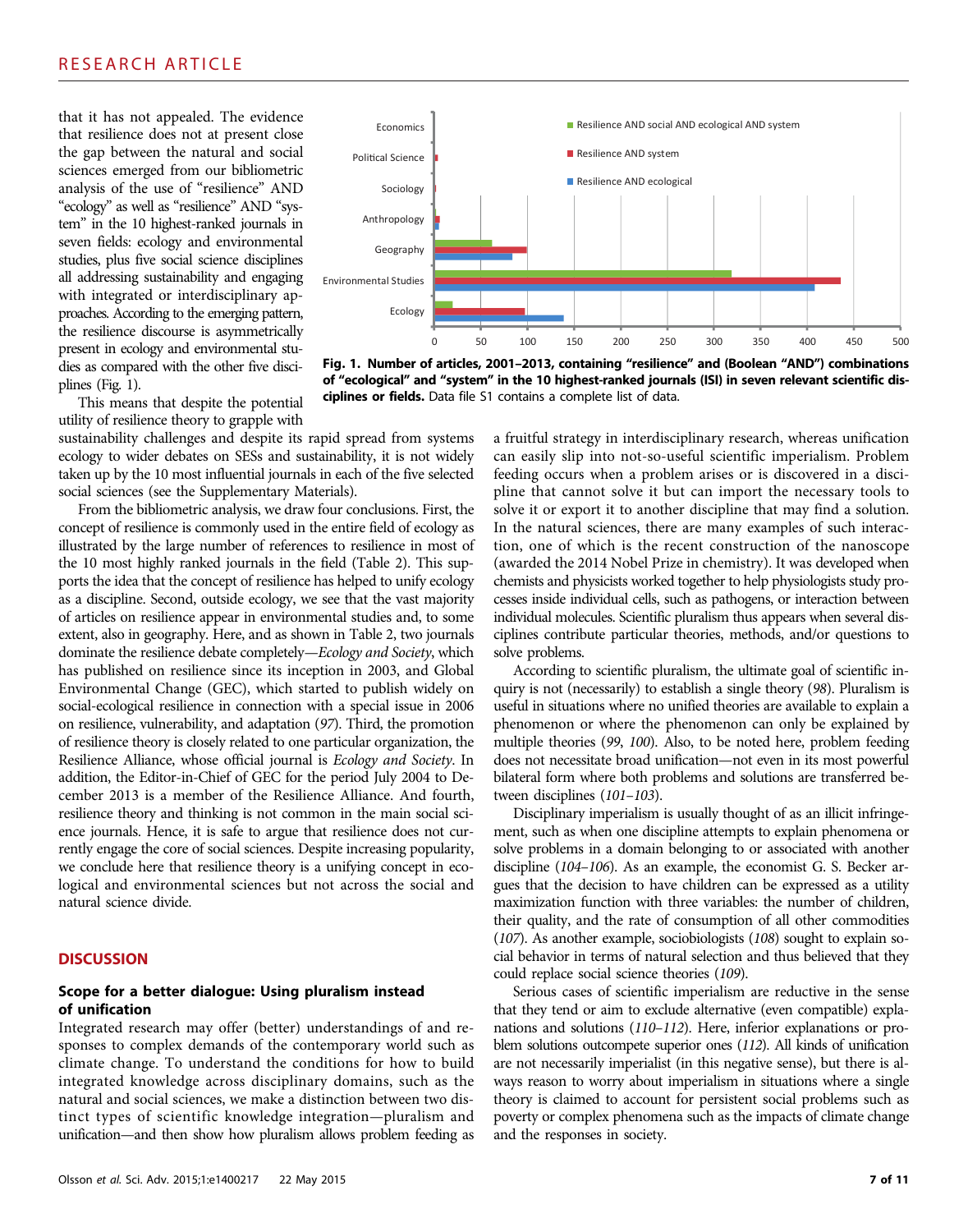that it has not appealed. The evidence that resilience does not at present close the gap between the natural and social sciences emerged from our bibliometric analysis of the use of "resilience" AND "ecology" as well as "resilience" AND "system" in the 10 highest-ranked journals in seven fields: ecology and environmental studies, plus five social science disciplines all addressing sustainability and engaging with integrated or interdisciplinary approaches. According to the emerging pattern, the resilience discourse is asymmetrically present in ecology and environmental studies as compared with the other five disciplines (Fig. 1).

**Fig. 1. Number of articles, 2001–2013, containing "resilience" and (Boolean "AND") combinations of "ecological" and "system" in the 10 highest-ranked journals (ISI) in seven relevant scientific disciplines or fields.** Data file S1 contains a complete list of data.

This means that despite the potential utility of resilience theory to grapple with sustainability challenges and despite its rapid spread from systems ecology to wider debates on SESs and sustainability, it is not widely taken up by the 10 most influential journals in each of the five selected social sciences (see the Supplementary Materials).

From the bibliometric analysis, we draw four conclusions. First, the concept of resilience is commonly used in the entire field of ecology as illustrated by the large number of references to resilience in most of the 10 most highly ranked journals in the field (Table 2). This supports the idea that the concept of resilience has helped to unify ecology as a discipline. Second, outside ecology, we see that the vast majority of articles on resilience appear in environmental studies and, to some extent, also in geography. Here, and as shown in Table 2, two journals dominate the resilience debate completely—*Ecology and Society*, which has published on resilience since its inception in 2003, and Global Environmental Change (GEC), which started to publish widely on social-ecological resilience in connection with a special issue in 2006 on resilience, vulnerability, and adaptation (*97*). Third, the promotion of resilience theory is closely related to one particular organization, the Resilience Alliance, whose official journal is *Ecology and Society*. In addition, the Editor-in-Chief of GEC for the period July 2004 to December 2013 is a member of the Resilience Alliance. And fourth, resilience theory and thinking is not common in the main social science journals. Hence, it is safe to argue that resilience does not currently engage the core of social sciences. Despite increasing popularity, we conclude here that resilience theory is a unifying concept in ecological and environmental sciences but not across the social and natural science divide.

## DISCUSSION

### Scope for a better dialogue: Using pluralism instead of unification

Integrated research may offer (better) understandings of and responses to complex demands of the contemporary world such as climate change. To understand the conditions for how to build integrated knowledge across disciplinary domains, such as the natural and social sciences, we make a distinction between two distinct types of scientific knowledge integration—pluralism and unification—and then show how pluralism allows problem feeding as a fruitful strategy in interdisciplinary research, whereas unification can easily slip into not-so-useful scientific imperialism. Problem feeding occurs when a problem arises or is discovered in a discipline that cannot solve it but can import the necessary tools to solve it or export it to another discipline that may find a solution. In the natural sciences, there are many examples of such interaction, one of which is the recent construction of the nanoscope (awarded the 2014 Nobel Prize in chemistry). It was developed when chemists and physicists worked together to help physiologists study processes inside individual cells, such as pathogens, or interaction between individual molecules. Scientific pluralism thus appears when several disciplines contribute particular theories, methods, and/or questions to solve problems.

According to scientific pluralism, the ultimate goal of scientific inquiry is not (necessarily) to establish a single theory (*98*). Pluralism is useful in situations where no unified theories are available to explain a phenomenon or where the phenomenon can only be explained by multiple theories (*99*, *100*). Also, to be noted here, problem feeding does not necessitate broad unification—not even in its most powerful bilateral form where both problems and solutions are transferred between disciplines (*101–103*).

Disciplinary imperialism is usually thought of as an illicit infringement, such as when one discipline attempts to explain phenomena or solve problems in a domain belonging to or associated with another discipline (*104–106*). As an example, the economist G. S. Becker argues that the decision to have children can be expressed as a utility maximization function with three variables: the number of children, their quality, and the rate of consumption of all other commodities (*107*). As another example, sociobiologists (*108*) sought to explain social behavior in terms of natural selection and thus believed that they could replace social science theories (*109*).

Serious cases of scientific imperialism are reductive in the sense that they tend or aim to exclude alternative (even compatible) explanations and solutions (*110–112*). Here, inferior explanations or problem solutions outcompete superior ones (*112*). All kinds of unification are not necessarily imperialist (in this negative sense), but there is always reason to worry about imperialism in situations where a single theory is claimed to account for persistent social problems such as poverty or complex phenomena such as the impacts of climate change and the responses in society.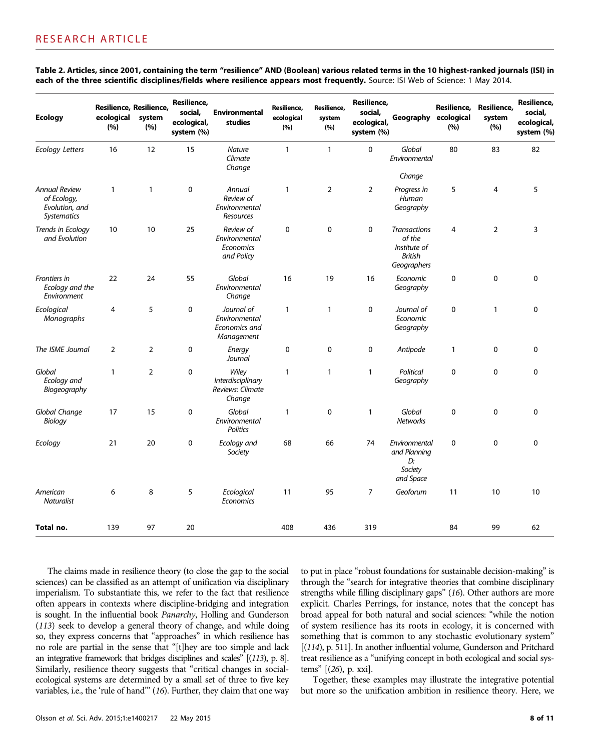**Table 2. Articles, since 2001, containing the term "resilience" AND (Boolean) various related terms in the 10 highest-ranked journals (ISI) in each of the three scientific disciplines/fields where resilience appears most frequently.** Source: ISI Web of Science: 1 May 2014.

| Ecology | Resilience, ecological (%) | Resilience, system (%) | Resilience, social, ecological, system (%) | Environmental studies | Resilience, ecological (%) | Resilience, system (%) | Resilience, social, ecological, system (%) | Geography | Resilience, ecological (%) | Resilience, system (%) | Resilience, social, ecological, system (%) |
|---|---|---|---|---|---|---|---|---|---|---|---|
| *Ecology Letters* | 16 | 12 | 15 | *Nature Climate Change* | 1 | 1 | 0 | *Global Environmental Change* | 80 | 83 | 82 |
| *Annual Review of Ecology, Evolution, and Systematics* | 1 | 1 | 0 | *Annual Review of Environmental Resources* | 1 | 2 | 2 | *Progress in Human Geography* | 5 | 4 | 5 |
| *Trends in Ecology and Evolution* | 10 | 10 | 25 | *Review of Environmental Economics and Policy* | 0 | 0 | 0 | *Transactions of the Institute of British Geographers* | 4 | 2 | 3 |
| *Frontiers in Ecology and the Environment* | 22 | 24 | 55 | *Global Environmental Change* | 16 | 19 | 16 | *Economic Geography* | 0 | 0 | 0 |
| *Ecological Monographs* | 4 | 5 | 0 | *Journal of Environmental Economics and Management* | 1 | 1 | 0 | *Journal of Economic Geography* | 0 | 1 | 0 |
| *The ISME Journal* | 2 | 2 | 0 | *Energy Journal* | 0 | 0 | 0 | *Antipode* | 1 | 0 | 0 |
| *Global Ecology and Biogeography* | 1 | 2 | 0 | *Wiley Interdisciplinary Reviews: Climate Change* | 1 | 1 | 1 | *Political Geography* | 0 | 0 | 0 |
| *Global Change Biology* | 17 | 15 | 0 | *Global Environmental Politics* | 1 | 0 | 1 | *Global Networks* | 0 | 0 | 0 |
| *Ecology* | 21 | 20 | 0 | *Ecology and Society* | 68 | 66 | 74 | *Environmental and Planning D: Society and Space* | 0 | 0 | 0 |
| *American Naturalist* | 6 | 8 | 5 | *Ecological Economics* | 11 | 95 | 7 | *Geoforum* | 11 | 10 | 10 |
| **Total no.** | 139 | 97 | 20 | | 408 | 436 | 319 | | 84 | 99 | 62 |

The claims made in resilience theory (to close the gap to the social sciences) can be classified as an attempt of unification via disciplinary imperialism. To substantiate this, we refer to the fact that resilience often appears in contexts where discipline-bridging and integration is sought. In the influential book *Panarchy*, Holling and Gunderson (*113*) seek to develop a general theory of change, and while doing so, they express concerns that "approaches" in which resilience has no role are partial in the sense that "[t]hey are too simple and lack an integrative framework that bridges disciplines and scales" [(*113*), p. 8]. Similarly, resilience theory suggests that "critical changes in social-ecological systems are determined by a small set of three to five key variables, i.e., the 'rule of hand'" (*16*). Further, they claim that one way to put in place "robust foundations for sustainable decision-making" is through the "search for integrative theories that combine disciplinary strengths while filling disciplinary gaps" (*16*). Other authors are more explicit. Charles Perrings, for instance, notes that the concept has broad appeal for both natural and social sciences: "while the notion of system resilience has its roots in ecology, it is concerned with something that is common to any stochastic evolutionary system" [(*114*), p. 511]. In another influential volume, Gunderson and Pritchard treat resilience as a "unifying concept in both ecological and social systems" [(*26*), p. xxi].

Together, these examples may illustrate the integrative potential but more so the unification ambition in resilience theory. Here, we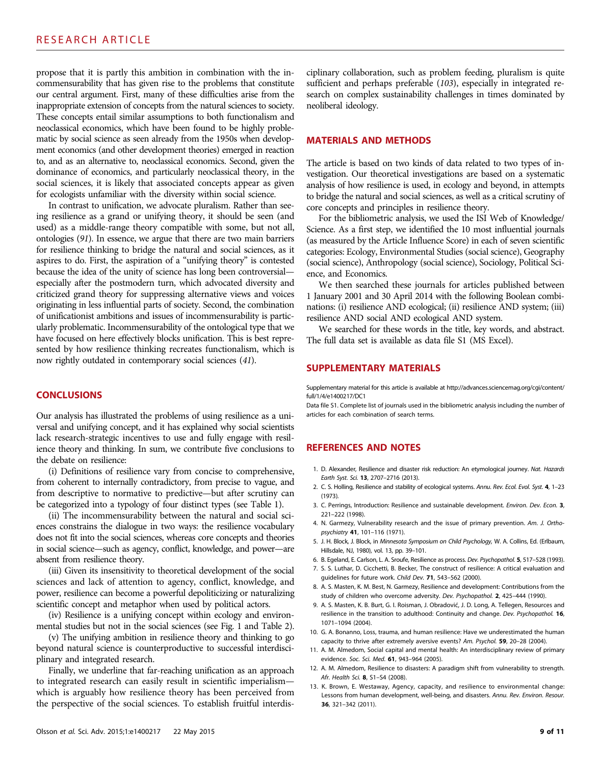propose that it is partly this ambition in combination with the incommensurability that has given rise to the problems that constitute our central argument. First, many of these difficulties arise from the inappropriate extension of concepts from the natural sciences to society. These concepts entail similar assumptions to both functionalism and neoclassical economics, which have been found to be highly problematic by social science as seen already from the 1950s when development economics (and other development theories) emerged in reaction to, and as an alternative to, neoclassical economics. Second, given the dominance of economics, and particularly neoclassical theory, in the social sciences, it is likely that associated concepts appear as given for ecologists unfamiliar with the diversity within social science.

In contrast to unification, we advocate pluralism. Rather than seeing resilience as a grand or unifying theory, it should be seen (and used) as a middle-range theory compatible with some, but not all, ontologies (*91*). In essence, we argue that there are two main barriers for resilience thinking to bridge the natural and social sciences, as it aspires to do. First, the aspiration of a "unifying theory" is contested because the idea of the unity of science has long been controversial—especially after the postmodern turn, which advocated diversity and criticized grand theory for suppressing alternative views and voices originating in less influential parts of society. Second, the combination of unificationist ambitions and issues of incommensurability is particularly problematic. Incommensurability of the ontological type that we have focused on here effectively blocks unification. This is best represented by how resilience thinking recreates functionalism, which is now rightly outdated in contemporary social sciences (*41*).

## CONCLUSIONS

Our analysis has illustrated the problems of using resilience as a universal and unifying concept, and it has explained why social scientists lack research-strategic incentives to use and fully engage with resilience theory and thinking. In sum, we contribute five conclusions to the debate on resilience:

(i) Definitions of resilience vary from concise to comprehensive, from coherent to internally contradictory, from precise to vague, and from descriptive to normative to predictive—but after scrutiny can be categorized into a typology of four distinct types (see Table 1).

(ii) The incommensurability between the natural and social sciences constrains the dialogue in two ways: the resilience vocabulary does not fit into the social sciences, whereas core concepts and theories in social science—such as agency, conflict, knowledge, and power—are absent from resilience theory.

(iii) Given its insensitivity to theoretical development of the social sciences and lack of attention to agency, conflict, knowledge, and power, resilience can become a powerful depoliticizing or naturalizing scientific concept and metaphor when used by political actors.

(iv) Resilience is a unifying concept within ecology and environmental studies but not in the social sciences (see Fig. 1 and Table 2).

(v) The unifying ambition in resilience theory and thinking to go beyond natural science is counterproductive to successful interdisciplinary and integrated research.

Finally, we underline that far-reaching unification as an approach to integrated research can easily result in scientific imperialism—which is arguably how resilience theory has been perceived from the perspective of the social sciences. To establish fruitful interdisciplinary collaboration, such as problem feeding, pluralism is quite sufficient and perhaps preferable (*103*), especially in integrated research on complex sustainability challenges in times dominated by neoliberal ideology.

## MATERIALS AND METHODS

The article is based on two kinds of data related to two types of investigation. Our theoretical investigations are based on a systematic analysis of how resilience is used, in ecology and beyond, in attempts to bridge the natural and social sciences, as well as a critical scrutiny of core concepts and principles in resilience theory.

For the bibliometric analysis, we used the ISI Web of Knowledge/Science. As a first step, we identified the 10 most influential journals (as measured by the Article Influence Score) in each of seven scientific categories: Ecology, Environmental Studies (social science), Geography (social science), Anthropology (social science), Sociology, Political Science, and Economics.

We then searched these journals for articles published between 1 January 2001 and 30 April 2014 with the following Boolean combinations: (i) resilience AND ecological; (ii) resilience AND system; (iii) resilience AND social AND ecological AND system.

We searched for these words in the title, key words, and abstract. The full data set is available as data file S1 (MS Excel).

## SUPPLEMENTARY MATERIALS

Supplementary material for this article is available at http://advances.sciencemag.org/cgi/content/full/1/4/e1400217/DC1

Data file S1. Complete list of journals used in the bibliometric analysis including the number of articles for each combination of search terms.

## REFERENCES AND NOTES

1. D. Alexander, Resilience and disaster risk reduction: An etymological journey. *Nat. Hazards Earth Syst. Sci.* **13**, 2707–2716 (2013).
2. C. S. Holling, Resilience and stability of ecological systems. *Annu. Rev. Ecol. Evol. Syst.* **4**, 1–23 (1973).
3. C. Perrings, Introduction: Resilience and sustainable development. *Environ. Dev. Econ.* **3**, 221–222 (1998).
4. N. Garmezy, Vulnerability research and the issue of primary prevention. *Am. J. Orthopsychiatry* **41**, 101–116 (1971).
5. J. H. Block, J. Block, in *Minnesota Symposium on Child Psychology*, W. A. Collins, Ed. (Erlbaum, Hillsdale, NJ, 1980), vol. 13, pp. 39–101.
6. B. Egeland, E. Carlson, L. A. Sroufe, Resilience as process. *Dev. Psychopathol.* **5**, 517–528 (1993).
7. S. S. Luthar, D. Cicchetti, B. Becker, The construct of resilience: A critical evaluation and guidelines for future work. *Child Dev.* **71**, 543–562 (2000).
8. A. S. Masten, K. M. Best, N. Garmezy, Resilience and development: Contributions from the study of children who overcome adversity. *Dev. Psychopathol.* **2**, 425–444 (1990).
9. A. S. Masten, K. B. Burt, G. I. Roisman, J. Obradović, J. D. Long, A. Tellegen, Resources and resilience in the transition to adulthood: Continuity and change. *Dev. Psychopathol.* **16**, 1071–1094 (2004).
10. G. A. Bonanno, Loss, trauma, and human resilience: Have we underestimated the human capacity to thrive after extremely aversive events? *Am. Psychol.* **59**, 20–28 (2004).
11. A. M. Almedom, Social capital and mental health: An interdisciplinary review of primary evidence. *Soc. Sci. Med.* **61**, 943–964 (2005).
12. A. M. Almedom, Resilience to disasters: A paradigm shift from vulnerability to strength. *Afr. Health Sci.* **8**, S1–S4 (2008).
13. K. Brown, E. Westaway, Agency, capacity, and resilience to environmental change: Lessons from human development, well-being, and disasters. *Annu. Rev. Environ. Resour.* **36**, 321–342 (2011).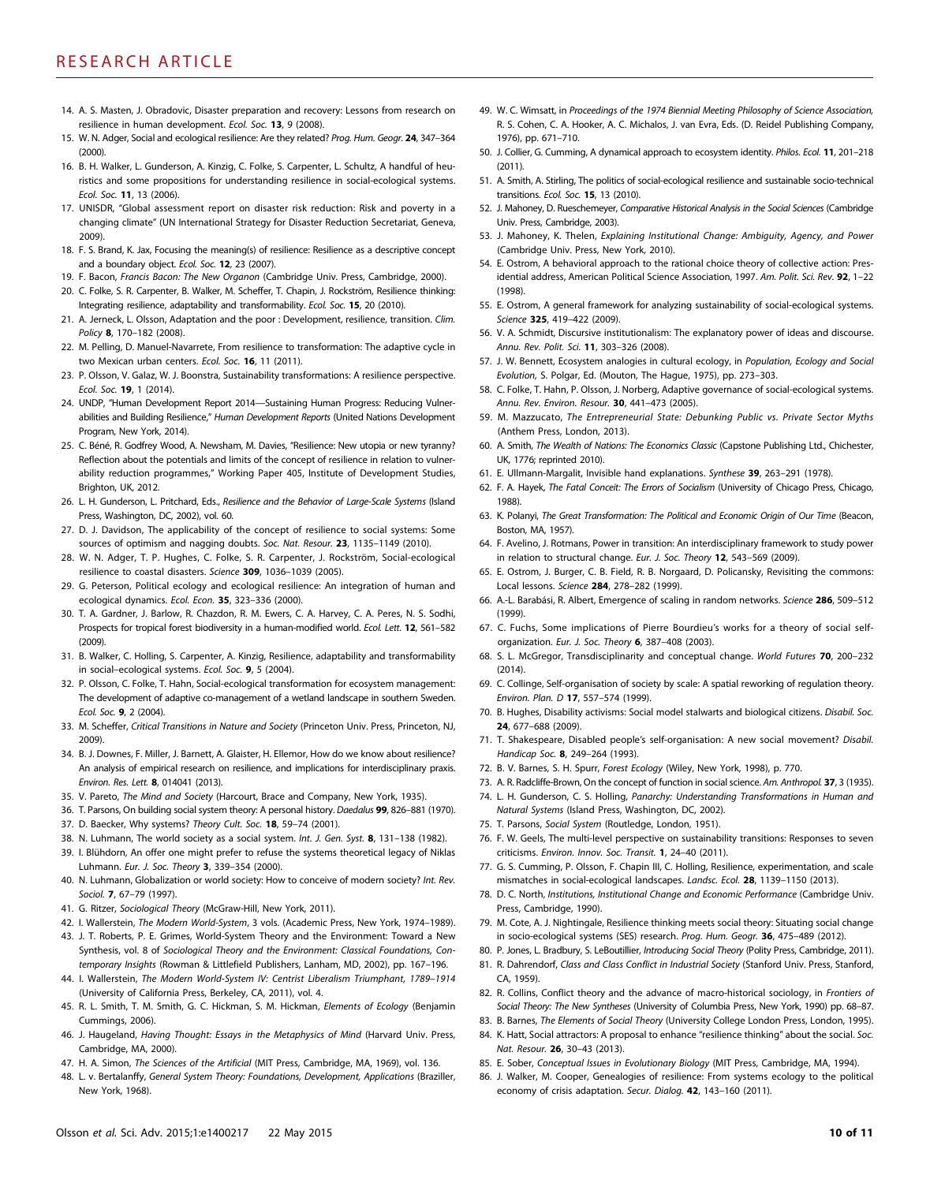14. A. S. Masten, J. Obradovic, Disaster preparation and recovery: Lessons from research on resilience in human development. *Ecol. Soc.* **13**, 9 (2008).
15. W. N. Adger, Social and ecological resilience: Are they related? *Prog. Hum. Geogr.* **24**, 347–364 (2000).
16. B. H. Walker, L. Gunderson, A. Kinzig, C. Folke, S. Carpenter, L. Schultz, A handful of heuristics and some propositions for understanding resilience in social-ecological systems. *Ecol. Soc.* **11**, 13 (2006).
17. UNISDR, "Global assessment report on disaster risk reduction: Risk and poverty in a changing climate" (UN International Strategy for Disaster Reduction Secretariat, Geneva, 2009).
18. F. S. Brand, K. Jax, Focusing the meaning(s) of resilience: Resilience as a descriptive concept and a boundary object. *Ecol. Soc.* **12**, 23 (2007).
19. F. Bacon, *Francis Bacon: The New Organon* (Cambridge Univ. Press, Cambridge, 2000).
20. C. Folke, S. R. Carpenter, B. Walker, M. Scheffer, T. Chapin, J. Rockström, Resilience thinking: Integrating resilience, adaptability and transformability. *Ecol. Soc.* **15**, 20 (2010).
21. A. Jerneck, L. Olsson, Adaptation and the poor : Development, resilience, transition. *Clim. Policy* **8**, 170–182 (2008).
22. M. Pelling, D. Manuel-Navarrete, From resilience to transformation: The adaptive cycle in two Mexican urban centers. *Ecol. Soc.* **16**, 11 (2011).
23. P. Olsson, V. Galaz, W. J. Boonstra, Sustainability transformations: A resilience perspective. *Ecol. Soc.* **19**, 1 (2014).
24. UNDP, "Human Development Report 2014—Sustaining Human Progress: Reducing Vulnerabilities and Building Resilience," *Human Development Reports* (United Nations Development Program, New York, 2014).
25. C. Béné, R. Godfrey Wood, A. Newsham, M. Davies, "Resilience: New utopia or new tyranny? Reflection about the potentials and limits of the concept of resilience in relation to vulnerability reduction programmes," Working Paper 405, Institute of Development Studies, Brighton, UK, 2012.
26. L. H. Gunderson, L. Pritchard, Eds., *Resilience and the Behavior of Large-Scale Systems* (Island Press, Washington, DC, 2002), vol. 60.
27. D. J. Davidson, The applicability of the concept of resilience to social systems: Some sources of optimism and nagging doubts. *Soc. Nat. Resour.* **23**, 1135–1149 (2010).
28. W. N. Adger, T. P. Hughes, C. Folke, S. R. Carpenter, J. Rockström, Social-ecological resilience to coastal disasters. *Science* **309**, 1036–1039 (2005).
29. G. Peterson, Political ecology and ecological resilience: An integration of human and ecological dynamics. *Ecol. Econ.* **35**, 323–336 (2000).
30. T. A. Gardner, J. Barlow, R. Chazdon, R. M. Ewers, C. A. Harvey, C. A. Peres, N. S. Sodhi, Prospects for tropical forest biodiversity in a human-modified world. *Ecol. Lett.* **12**, 561–582 (2009).
31. B. Walker, C. Holling, S. Carpenter, A. Kinzig, Resilience, adaptability and transformability in social–ecological systems. *Ecol. Soc.* **9**, 5 (2004).
32. P. Olsson, C. Folke, T. Hahn, Social-ecological transformation for ecosystem management: The development of adaptive co-management of a wetland landscape in southern Sweden. *Ecol. Soc.* **9**, 2 (2004).
33. M. Scheffer, *Critical Transitions in Nature and Society* (Princeton Univ. Press, Princeton, NJ, 2009).
34. B. J. Downes, F. Miller, J. Barnett, A. Glaister, H. Ellemor, How do we know about resilience? An analysis of empirical research on resilience, and implications for interdisciplinary praxis. *Environ. Res. Lett.* **8**, 014041 (2013).
35. V. Pareto, *The Mind and Society* (Harcourt, Brace and Company, New York, 1935).
36. T. Parsons, On building social system theory: A personal history. *Daedalus* **99**, 826–881 (1970).
37. D. Baecker, Why systems? *Theory Cult. Soc.* **18**, 59–74 (2001).
38. N. Luhmann, The world society as a social system. *Int. J. Gen. Syst.* **8**, 131–138 (1982).
39. I. Blühdorn, An offer one might prefer to refuse the systems theoretical legacy of Niklas Luhmann. *Eur. J. Soc. Theory* **3**, 339–354 (2000).
40. N. Luhmann, Globalization or world society: How to conceive of modern society? *Int. Rev. Sociol.* **7**, 67–79 (1997).
41. G. Ritzer, *Sociological Theory* (McGraw-Hill, New York, 2011).
42. I. Wallerstein, *The Modern World-System*, 3 vols. (Academic Press, New York, 1974–1989).
43. J. T. Roberts, P. E. Grimes, World-System Theory and the Environment: Toward a New Synthesis, vol. 8 of *Sociological Theory and the Environment: Classical Foundations, Contemporary Insights* (Rowman & Littlefield Publishers, Lanham, MD, 2002), pp. 167–196.
44. I. Wallerstein, *The Modern World-System IV: Centrist Liberalism Triumphant, 1789–1914* (University of California Press, Berkeley, CA, 2011), vol. 4.
45. R. L. Smith, T. M. Smith, G. C. Hickman, S. M. Hickman, *Elements of Ecology* (Benjamin Cummings, 2006).
46. J. Haugeland, *Having Thought: Essays in the Metaphysics of Mind* (Harvard Univ. Press, Cambridge, MA, 2000).
47. H. A. Simon, *The Sciences of the Artificial* (MIT Press, Cambridge, MA, 1969), vol. 136.
48. L. v. Bertalanffy, *General System Theory: Foundations, Development, Applications* (Braziller, New York, 1968).
49. W. C. Wimsatt, in *Proceedings of the 1974 Biennial Meeting Philosophy of Science Association*, R. S. Cohen, C. A. Hooker, A. C. Michalos, J. van Evra, Eds. (D. Reidel Publishing Company, 1976), pp. 671–710.
50. J. Collier, G. Cumming, A dynamical approach to ecosystem identity. *Philos. Ecol.* **11**, 201–218 (2011).
51. A. Smith, A. Stirling, The politics of social-ecological resilience and sustainable socio-technical transitions. *Ecol. Soc.* **15**, 13 (2010).
52. J. Mahoney, D. Rueschemeyer, *Comparative Historical Analysis in the Social Sciences* (Cambridge Univ. Press, Cambridge, 2003).
53. J. Mahoney, K. Thelen, *Explaining Institutional Change: Ambiguity, Agency, and Power* (Cambridge Univ. Press, New York, 2010).
54. E. Ostrom, A behavioral approach to the rational choice theory of collective action: Presidential address, American Political Science Association, 1997. *Am. Polit. Sci. Rev.* **92**, 1–22 (1998).
55. E. Ostrom, A general framework for analyzing sustainability of social-ecological systems. *Science* **325**, 419–422 (2009).
56. V. A. Schmidt, Discursive institutionalism: The explanatory power of ideas and discourse. *Annu. Rev. Polit. Sci.* **11**, 303–326 (2008).
57. J. W. Bennett, Ecosystem analogies in cultural ecology, in *Population, Ecology and Social Evolution*, S. Polgar, Ed. (Mouton, The Hague, 1975), pp. 273–303.
58. C. Folke, T. Hahn, P. Olsson, J. Norberg, Adaptive governance of social-ecological systems. *Annu. Rev. Environ. Resour.* **30**, 441–473 (2005).
59. M. Mazzucato, *The Entrepreneurial State: Debunking Public vs. Private Sector Myths* (Anthem Press, London, 2013).
60. A. Smith, *The Wealth of Nations: The Economics Classic* (Capstone Publishing Ltd., Chichester, UK, 1776; reprinted 2010).
61. E. Ullmann-Margalit, Invisible hand explanations. *Synthese* **39**, 263–291 (1978).
62. F. A. Hayek, *The Fatal Conceit: The Errors of Socialism* (University of Chicago Press, Chicago, 1988).
63. K. Polanyi, *The Great Transformation: The Political and Economic Origin of Our Time* (Beacon, Boston, MA, 1957).
64. F. Avelino, J. Rotmans, Power in transition: An interdisciplinary framework to study power in relation to structural change. *Eur. J. Soc. Theory* **12**, 543–569 (2009).
65. E. Ostrom, J. Burger, C. B. Field, R. B. Norgaard, D. Policansky, Revisiting the commons: Local lessons. *Science* **284**, 278–282 (1999).
66. A.-L. Barabási, R. Albert, Emergence of scaling in random networks. *Science* **286**, 509–512 (1999).
67. C. Fuchs, Some implications of Pierre Bourdieu's works for a theory of social self-organization. *Eur. J. Soc. Theory* **6**, 387–408 (2003).
68. S. L. McGregor, Transdisciplinarity and conceptual change. *World Futures* **70**, 200–232 (2014).
69. C. Collinge, Self-organisation of society by scale: A spatial reworking of regulation theory. *Environ. Plan. D* **17**, 557–574 (1999).
70. B. Hughes, Disability activisms: Social model stalwarts and biological citizens. *Disabil. Soc.* **24**, 677–688 (2009).
71. T. Shakespeare, Disabled people's self-organisation: A new social movement? *Disabil. Handicap Soc.* **8**, 249–264 (1993).
72. B. V. Barnes, S. H. Spurr, *Forest Ecology* (Wiley, New York, 1998), p. 770.
73. A. R. Radcliffe-Brown, On the concept of function in social science. *Am. Anthropol.* **37**, 3 (1935).
74. L. H. Gunderson, C. S. Holling, *Panarchy: Understanding Transformations in Human and Natural Systems* (Island Press, Washington, DC, 2002).
75. T. Parsons, *Social System* (Routledge, London, 1951).
76. F. W. Geels, The multi-level perspective on sustainability transitions: Responses to seven criticisms. *Environ. Innov. Soc. Transit.* **1**, 24–40 (2011).
77. G. S. Cumming, P. Olsson, F. Chapin III, C. Holling, Resilience, experimentation, and scale mismatches in social-ecological landscapes. *Landsc. Ecol.* **28**, 1139–1150 (2013).
78. D. C. North, *Institutions, Institutional Change and Economic Performance* (Cambridge Univ. Press, Cambridge, 1990).
79. M. Cote, A. J. Nightingale, Resilience thinking meets social theory: Situating social change in socio-ecological systems (SES) research. *Prog. Hum. Geogr.* **36**, 475–489 (2012).
80. P. Jones, L. Bradbury, S. LeBoutillier, *Introducing Social Theory* (Polity Press, Cambridge, 2011).
81. R. Dahrendorf, *Class and Class Conflict in Industrial Society* (Stanford Univ. Press, Stanford, CA, 1959).
82. R. Collins, Conflict theory and the advance of macro-historical sociology, in *Frontiers of Social Theory: The New Syntheses* (University of Columbia Press, New York, 1990) pp. 68–87.
83. B. Barnes, *The Elements of Social Theory* (University College London Press, London, 1995).
84. K. Hatt, Social attractors: A proposal to enhance "resilience thinking" about the social. *Soc. Nat. Resour.* **26**, 30–43 (2013).
85. E. Sober, *Conceptual Issues in Evolutionary Biology* (MIT Press, Cambridge, MA, 1994).
86. J. Walker, M. Cooper, Genealogies of resilience: From systems ecology to the political economy of crisis adaptation. *Secur. Dialog.* **42**, 143–160 (2011).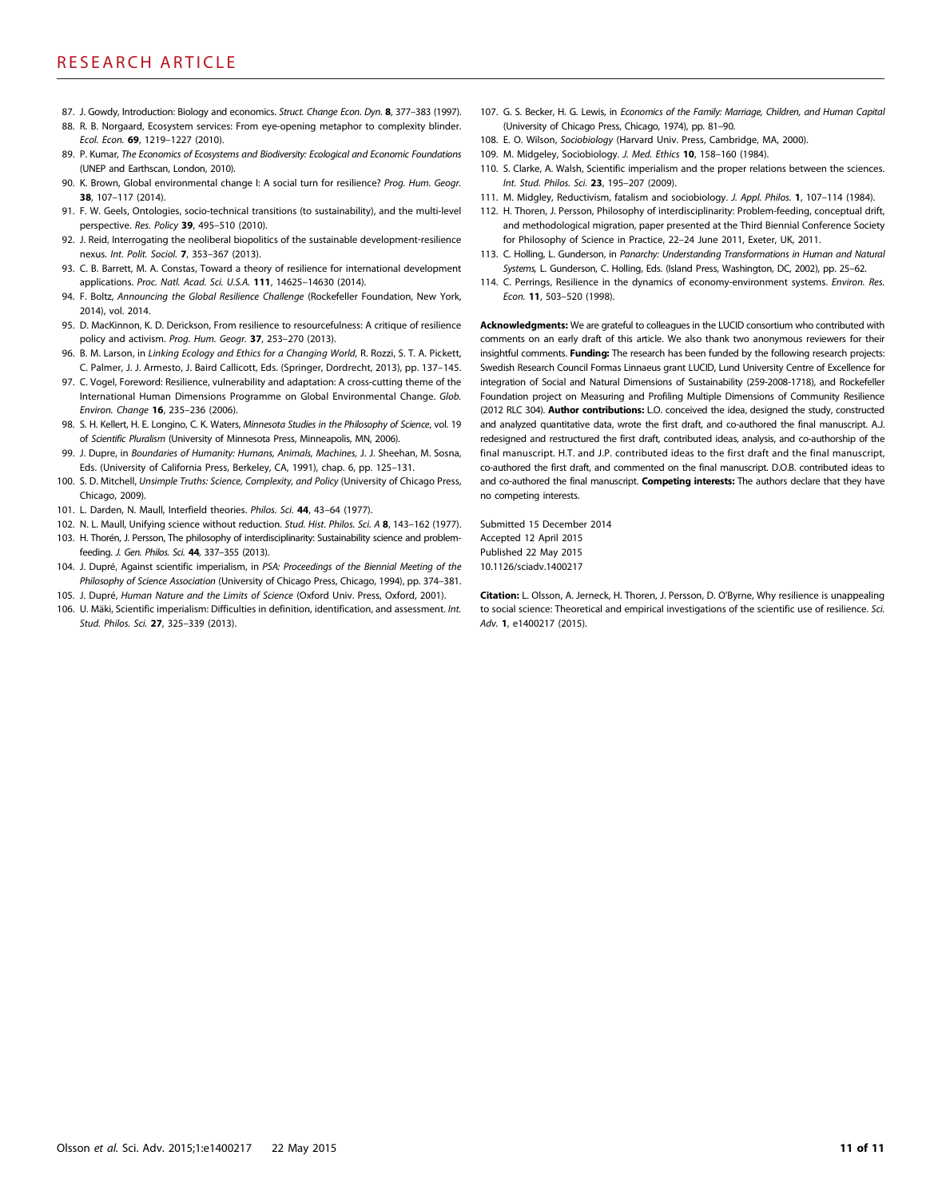87. J. Gowdy, Introduction: Biology and economics. *Struct. Change Econ. Dyn.* **8**, 377–383 (1997).
88. R. B. Norgaard, Ecosystem services: From eye-opening metaphor to complexity blinder. *Ecol. Econ.* **69**, 1219–1227 (2010).
89. P. Kumar, *The Economics of Ecosystems and Biodiversity: Ecological and Economic Foundations* (UNEP and Earthscan, London, 2010).
90. K. Brown, Global environmental change I: A social turn for resilience? *Prog. Hum. Geogr.* **38**, 107–117 (2014).
91. F. W. Geels, Ontologies, socio-technical transitions (to sustainability), and the multi-level perspective. *Res. Policy* **39**, 495–510 (2010).
92. J. Reid, Interrogating the neoliberal biopolitics of the sustainable development-resilience nexus. *Int. Polit. Sociol.* **7**, 353–367 (2013).
93. C. B. Barrett, M. A. Constas, Toward a theory of resilience for international development applications. *Proc. Natl. Acad. Sci. U.S.A.* **111**, 14625–14630 (2014).
94. F. Boltz, *Announcing the Global Resilience Challenge* (Rockefeller Foundation, New York, 2014), vol. 2014.
95. D. MacKinnon, K. D. Derickson, From resilience to resourcefulness: A critique of resilience policy and activism. *Prog. Hum. Geogr.* **37**, 253–270 (2013).
96. B. M. Larson, in *Linking Ecology and Ethics for a Changing World*, R. Rozzi, S. T. A. Pickett, C. Palmer, J. J. Armesto, J. Baird Callicott, Eds. (Springer, Dordrecht, 2013), pp. 137–145.
97. C. Vogel, Foreword: Resilience, vulnerability and adaptation: A cross-cutting theme of the International Human Dimensions Programme on Global Environmental Change. *Glob. Environ. Change* **16**, 235–236 (2006).
98. S. H. Kellert, H. E. Longino, C. K. Waters, *Minnesota Studies in the Philosophy of Science*, vol. 19 of *Scientific Pluralism* (University of Minnesota Press, Minneapolis, MN, 2006).
99. J. Dupre, in *Boundaries of Humanity: Humans, Animals, Machines*, J. J. Sheehan, M. Sosna, Eds. (University of California Press, Berkeley, CA, 1991), chap. 6, pp. 125–131.
100. S. D. Mitchell, *Unsimple Truths: Science, Complexity, and Policy* (University of Chicago Press, Chicago, 2009).
101. L. Darden, N. Maull, Interfield theories. *Philos. Sci.* **44**, 43–64 (1977).
102. N. L. Maull, Unifying science without reduction. *Stud. Hist. Philos. Sci. A* **8**, 143–162 (1977).
103. H. Thorén, J. Persson, The philosophy of interdisciplinarity: Sustainability science and problem-feeding. *J. Gen. Philos. Sci.* **44**, 337–355 (2013).
104. J. Dupré, Against scientific imperialism, in *PSA: Proceedings of the Biennial Meeting of the Philosophy of Science Association* (University of Chicago Press, Chicago, 1994), pp. 374–381.
105. J. Dupré, *Human Nature and the Limits of Science* (Oxford Univ. Press, Oxford, 2001).
106. U. Mäki, Scientific imperialism: Difficulties in definition, identification, and assessment. *Int. Stud. Philos. Sci.* **27**, 325–339 (2013).
107. G. S. Becker, H. G. Lewis, in *Economics of the Family: Marriage, Children, and Human Capital* (University of Chicago Press, Chicago, 1974), pp. 81–90.
108. E. O. Wilson, *Sociobiology* (Harvard Univ. Press, Cambridge, MA, 2000).
109. M. Midgeley, Sociobiology. *J. Med. Ethics* **10**, 158–160 (1984).
110. S. Clarke, A. Walsh, Scientific imperialism and the proper relations between the sciences. *Int. Stud. Philos. Sci.* **23**, 195–207 (2009).
111. M. Midgley, Reductivism, fatalism and sociobiology. *J. Appl. Philos.* **1**, 107–114 (1984).
112. H. Thoren, J. Persson, Philosophy of interdisciplinarity: Problem-feeding, conceptual drift, and methodological migration, paper presented at the Third Biennial Conference Society for Philosophy of Science in Practice, 22–24 June 2011, Exeter, UK, 2011.
113. C. Holling, L. Gunderson, in *Panarchy: Understanding Transformations in Human and Natural Systems*, L. Gunderson, C. Holling, Eds. (Island Press, Washington, DC, 2002), pp. 25–62.
114. C. Perrings, Resilience in the dynamics of economy-environment systems. *Environ. Res. Econ.* **11**, 503–520 (1998).

**Acknowledgments:** We are grateful to colleagues in the LUCID consortium who contributed with comments on an early draft of this article. We also thank two anonymous reviewers for their insightful comments. **Funding:** The research has been funded by the following research projects: Swedish Research Council Formas Linnaeus grant LUCID, Lund University Centre of Excellence for integration of Social and Natural Dimensions of Sustainability (259-2008-1718), and Rockefeller Foundation project on Measuring and Profiling Multiple Dimensions of Community Resilience (2012 RLC 304). **Author contributions:** L.O. conceived the idea, designed the study, constructed and analyzed quantitative data, wrote the first draft, and co-authored the final manuscript. A.J. redesigned and restructured the first draft, contributed ideas, analysis, and co-authorship of the final manuscript. H.T. and J.P. contributed ideas to the first draft and the final manuscript, co-authored the first draft, and commented on the final manuscript. D.O.B. contributed ideas to and co-authored the final manuscript. **Competing interests:** The authors declare that they have no competing interests.

Submitted 15 December 2014
Accepted 12 April 2015
Published 22 May 2015
10.1126/sciadv.1400217

**Citation:** L. Olsson, A. Jerneck, H. Thoren, J. Persson, D. O'Byrne, Why resilience is unappealing to social science: Theoretical and empirical investigations of the scientific use of resilience. *Sci. Adv.* **1**, e1400217 (2015).